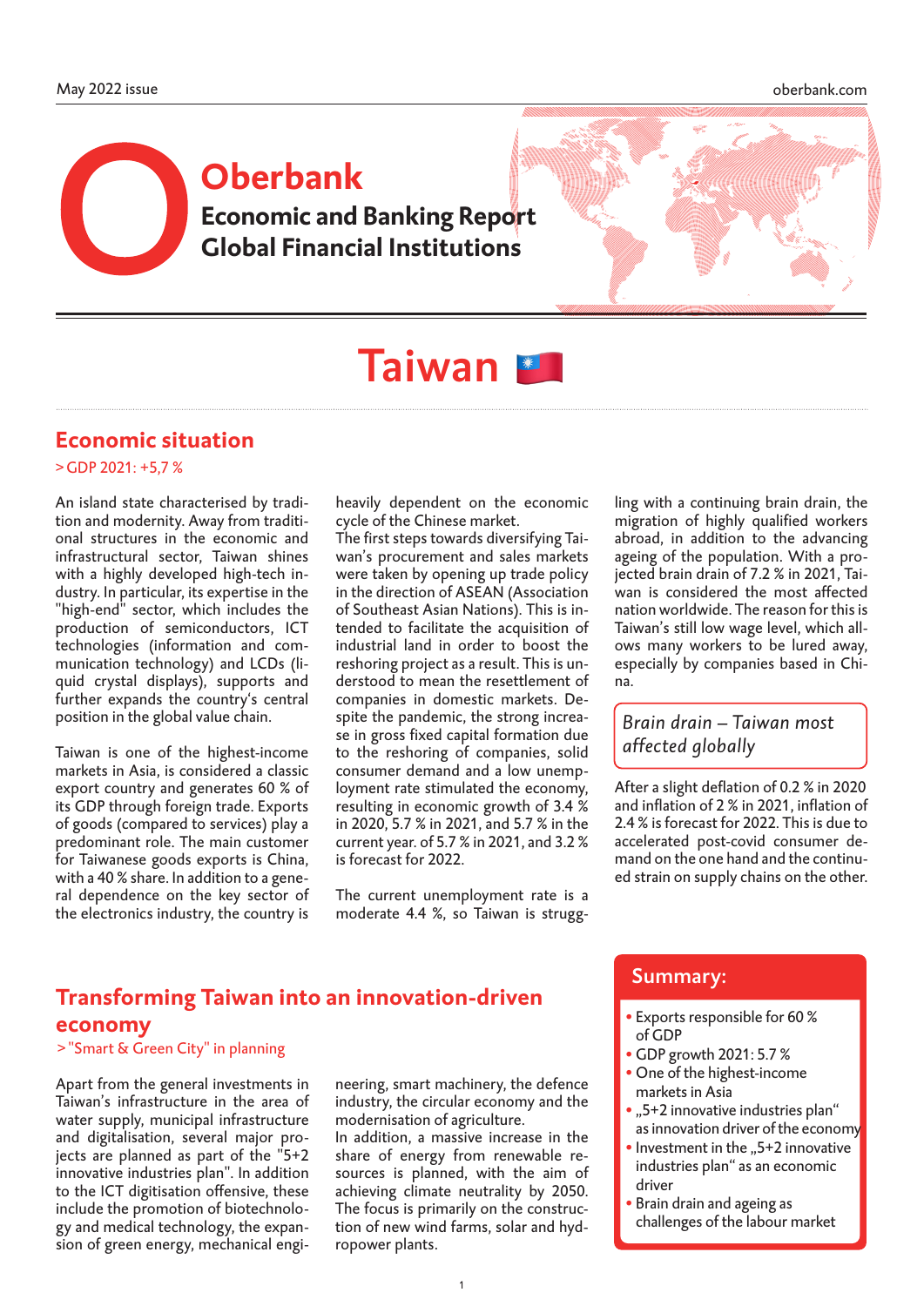# Oberbank

## Economic and Banking Report
## Global Financial Institutions

# Taiwan

## Economic situation

> GDP 2021: +5,7 %

An island state characterised by tradition and modernity. Away from traditional structures in the economic and infrastructural sector, Taiwan shines with a highly developed high-tech industry. In particular, its expertise in the "high-end" sector, which includes the production of semiconductors, ICT technologies (information and communication technology) and LCDs (liquid crystal displays), supports and further expands the country's central position in the global value chain.

Taiwan is one of the highest-income markets in Asia, is considered a classic export country and generates 60 % of its GDP through foreign trade. Exports of goods (compared to services) play a predominant role. The main customer for Taiwanese goods exports is China, with a 40 % share. In addition to a general dependence on the key sector of the electronics industry, the country is heavily dependent on the economic cycle of the Chinese market.

The first steps towards diversifying Taiwan's procurement and sales markets were taken by opening up trade policy in the direction of ASEAN (Association of Southeast Asian Nations). This is intended to facilitate the acquisition of industrial land in order to boost the reshoring project as a result. This is understood to mean the resettlement of companies in domestic markets. Despite the pandemic, the strong increase in gross fixed capital formation due to the reshoring of companies, solid consumer demand and a low unemployment rate stimulated the economy, resulting in economic growth of 3.4 % in 2020, 5.7 % in 2021, and 5.7 % in the current year. of 5.7 % in 2021, and 3.2 % is forecast for 2022.

The current unemployment rate is a moderate 4.4 %, so Taiwan is struggling with a continuing brain drain, the migration of highly qualified workers abroad, in addition to the advancing ageing of the population. With a projected brain drain of 7.2 % in 2021, Taiwan is considered the most affected nation worldwide. The reason for this is Taiwan's still low wage level, which allows many workers to be lured away, especially by companies based in China.

*Brain drain – Taiwan most affected globally*

After a slight deflation of 0.2 % in 2020 and inflation of 2 % in 2021, inflation of 2.4 % is forecast for 2022. This is due to accelerated post-covid consumer demand on the one hand and the continued strain on supply chains on the other.

## Transforming Taiwan into an innovation-driven economy

> "Smart & Green City" in planning

Apart from the general investments in Taiwan's infrastructure in the area of water supply, municipal infrastructure and digitalisation, several major projects are planned as part of the "5+2 innovative industries plan". In addition to the ICT digitisation offensive, these include the promotion of biotechnology and medical technology, the expansion of green energy, mechanical engineering, smart machinery, the defence industry, the circular economy and the modernisation of agriculture.

In addition, a massive increase in the share of energy from renewable resources is planned, with the aim of achieving climate neutrality by 2050. The focus is primarily on the construction of new wind farms, solar and hydropower plants.

### Summary:

- Exports responsible for 60 % of GDP
- GDP growth 2021: 5.7 %
- One of the highest-income markets in Asia
- „5+2 innovative industries plan" as innovation driver of the economy
- Investment in the „5+2 innovative industries plan" as an economic driver
- Brain drain and ageing as challenges of the labour market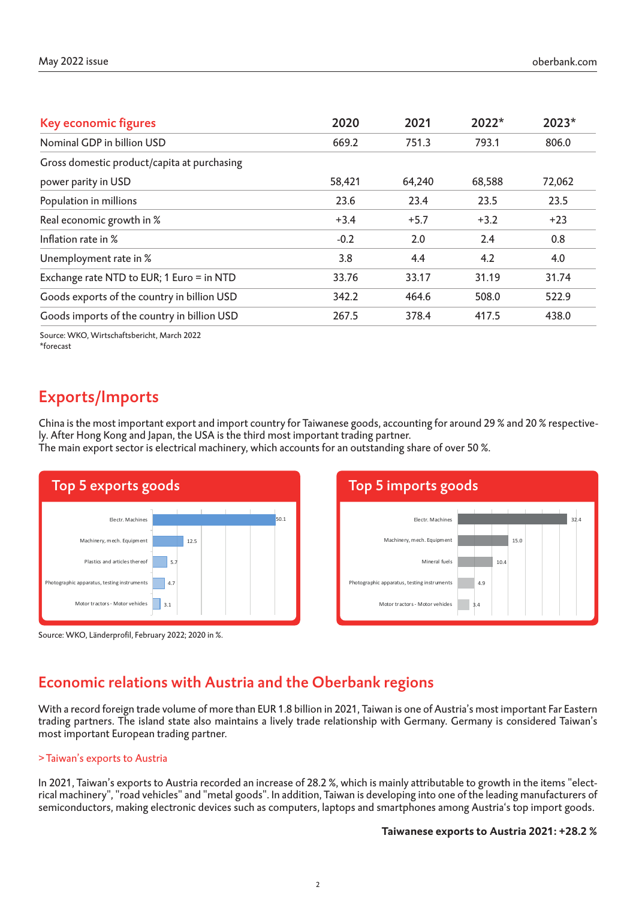| Key economic figures | 2020 | 2021 | 2022* | 2023* |
|---|---|---|---|---|
| Nominal GDP in billion USD | 669.2 | 751.3 | 793.1 | 806.0 |
| Gross domestic product/capita at purchasing power parity in USD | 58,421 | 64,240 | 68,588 | 72,062 |
| Population in millions | 23.6 | 23.4 | 23.5 | 23.5 |
| Real economic growth in % | +3.4 | +5.7 | +3.2 | +23 |
| Inflation rate in % | -0.2 | 2.0 | 2.4 | 0.8 |
| Unemployment rate in % | 3.8 | 4.4 | 4.2 | 4.0 |
| Exchange rate NTD to EUR; 1 Euro = in NTD | 33.76 | 33.17 | 31.19 | 31.74 |
| Goods exports of the country in billion USD | 342.2 | 464.6 | 508.0 | 522.9 |
| Goods imports of the country in billion USD | 267.5 | 378.4 | 417.5 | 438.0 |

Source: WKO, Wirtschaftsbericht, March 2022
*forecast

## Exports/Imports

China is the most important export and import country for Taiwanese goods, accounting for around 29 % and 20 % respectively. After Hong Kong and Japan, the USA is the third most important trading partner.
The main export sector is electrical machinery, which accounts for an outstanding share of over 50 %.

### Top 5 exports goods

| Goods | % |
|---|---|
| Electr. Machines | 50.1 |
| Machinery, mech. Equipment | 12.5 |
| Plastics and articles thereof | 5.7 |
| Photographic apparatus, testing instruments | 4.7 |
| Motor tractors - Motor vehicles | 3.1 |

### Top 5 imports goods

| Goods | % |
|---|---|
| Electr. Machines | 32.4 |
| Machinery, mech. Equipment | 15.0 |
| Mineral fuels | 10.4 |
| Photographic apparatus, testing instruments | 4.9 |
| Motor tractors - Motor vehicles | 3.4 |

Source: WKO, Länderprofil, February 2022; 2020 in %.

## Economic relations with Austria and the Oberbank regions

With a record foreign trade volume of more than EUR 1.8 billion in 2021, Taiwan is one of Austria's most important Far Eastern trading partners. The island state also maintains a lively trade relationship with Germany. Germany is considered Taiwan's most important European trading partner.

> Taiwan's exports to Austria

In 2021, Taiwan's exports to Austria recorded an increase of 28.2 %, which is mainly attributable to growth in the items "electrical machinery", "road vehicles" and "metal goods". In addition, Taiwan is developing into one of the leading manufacturers of semiconductors, making electronic devices such as computers, laptops and smartphones among Austria's top import goods.

**Taiwanese exports to Austria 2021: +28.2 %**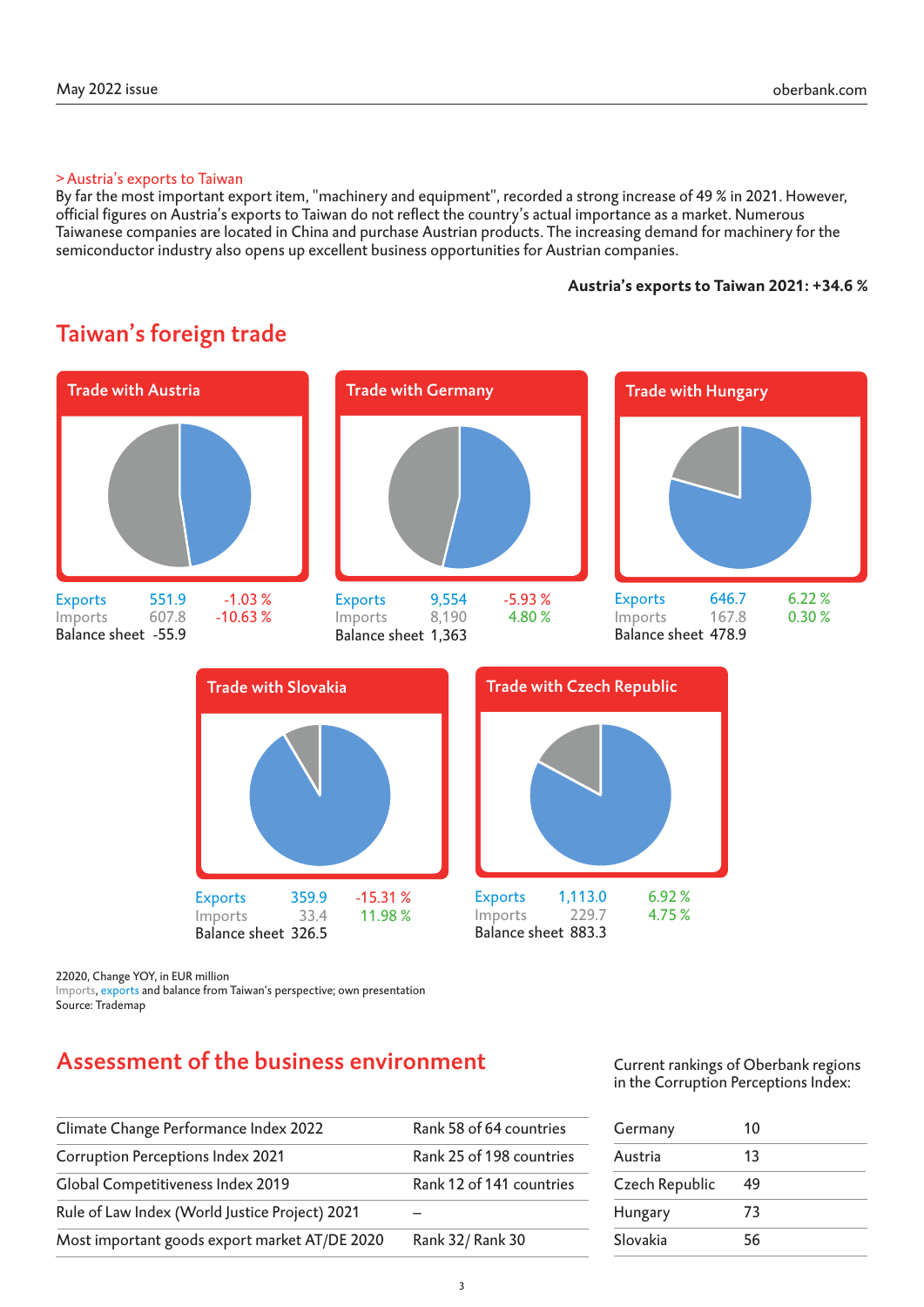> Austria's exports to Taiwan

By far the most important export item, "machinery and equipment", recorded a strong increase of 49 % in 2021. However, official figures on Austria's exports to Taiwan do not reflect the country's actual importance as a market. Numerous Taiwanese companies are located in China and purchase Austrian products. The increasing demand for machinery for the semiconductor industry also opens up excellent business opportunities for Austrian companies.

**Austria's exports to Taiwan 2021: +34.6 %**

## Taiwan's foreign trade

### Trade with Austria

| | | |
|---|---|---|
| Exports | 551.9 | -1.03 % |
| Imports | 607.8 | -10.63 % |
| Balance sheet | -55.9 | |

### Trade with Germany

| | | |
|---|---|---|
| Exports | 9,554 | -5.93 % |
| Imports | 8,190 | 4.80 % |
| Balance sheet | 1,363 | |

### Trade with Hungary

| | | |
|---|---|---|
| Exports | 646.7 | 6.22 % |
| Imports | 167.8 | 0.30 % |
| Balance sheet | 478.9 | |

### Trade with Slovakia

| | | |
|---|---|---|
| Exports | 359.9 | -15.31 % |
| Imports | 33.4 | 11.98 % |
| Balance sheet | 326.5 | |

### Trade with Czech Republic

| | | |
|---|---|---|
| Exports | 1,113.0 | 6.92 % |
| Imports | 229.7 | 4.75 % |
| Balance sheet | 883.3 | |

22020, Change YOY, in EUR million
Imports, exports and balance from Taiwan's perspective; own presentation
Source: Trademap

## Assessment of the business environment

| | |
|---|---|
| Climate Change Performance Index 2022 | Rank 58 of 64 countries |
| Corruption Perceptions Index 2021 | Rank 25 of 198 countries |
| Global Competitiveness Index 2019 | Rank 12 of 141 countries |
| Rule of Law Index (World Justice Project) 2021 | – |
| Most important goods export market AT/DE 2020 | Rank 32/ Rank 30 |

Current rankings of Oberbank regions in the Corruption Perceptions Index:

| | |
|---|---|
| Germany | 10 |
| Austria | 13 |
| Czech Republic | 49 |
| Hungary | 73 |
| Slovakia | 56 |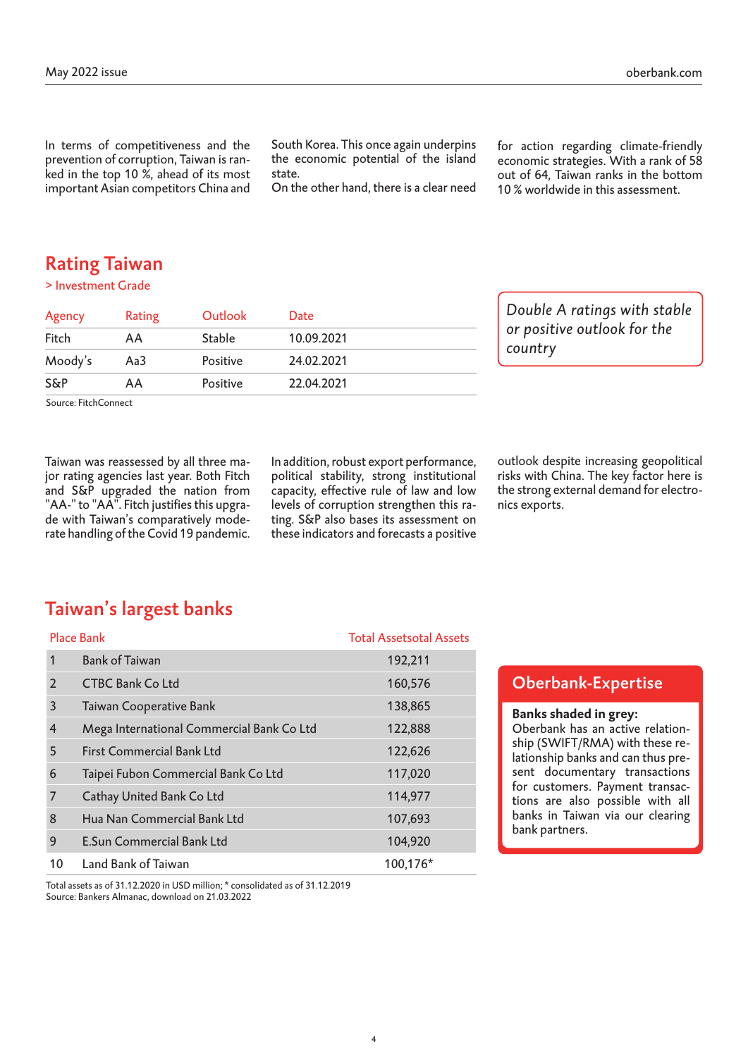In terms of competitiveness and the prevention of corruption, Taiwan is ranked in the top 10 %, ahead of its most important Asian competitors China and South Korea. This once again underpins the economic potential of the island state.
On the other hand, there is a clear need for action regarding climate-friendly economic strategies. With a rank of 58 out of 64, Taiwan ranks in the bottom 10 % worldwide in this assessment.

## Rating Taiwan

> Investment Grade

| Agency | Rating | Outlook | Date |
|---|---|---|---|
| Fitch | AA | Stable | 10.09.2021 |
| Moody's | Aa3 | Positive | 24.02.2021 |
| S&P | AA | Positive | 22.04.2021 |

Source: FitchConnect

*Double A ratings with stable or positive outlook for the country*

Taiwan was reassessed by all three major rating agencies last year. Both Fitch and S&P upgraded the nation from "AA-" to "AA". Fitch justifies this upgrade with Taiwan's comparatively moderate handling of the Covid 19 pandemic. In addition, robust export performance, political stability, strong institutional capacity, effective rule of law and low levels of corruption strengthen this rating. S&P also bases its assessment on these indicators and forecasts a positive outlook despite increasing geopolitical risks with China. The key factor here is the strong external demand for electronics exports.

## Taiwan's largest banks

| Place | Bank | Total Assetsotal Assets |
|---|---|---|
| 1 | Bank of Taiwan | 192,211 |
| 2 | CTBC Bank Co Ltd | 160,576 |
| 3 | Taiwan Cooperative Bank | 138,865 |
| 4 | Mega International Commercial Bank Co Ltd | 122,888 |
| 5 | First Commercial Bank Ltd | 122,626 |
| 6 | Taipei Fubon Commercial Bank Co Ltd | 117,020 |
| 7 | Cathay United Bank Co Ltd | 114,977 |
| 8 | Hua Nan Commercial Bank Ltd | 107,693 |
| 9 | E.Sun Commercial Bank Ltd | 104,920 |
| 10 | Land Bank of Taiwan | 100,176* |

Total assets as of 31.12.2020 in USD million; * consolidated as of 31.12.2019
Source: Bankers Almanac, download on 21.03.2022

### Oberbank-Expertise

**Banks shaded in grey:**
Oberbank has an active relationship (SWIFT/RMA) with these relationship banks and can thus present documentary transactions for customers. Payment transactions are also possible with all banks in Taiwan via our clearing bank partners.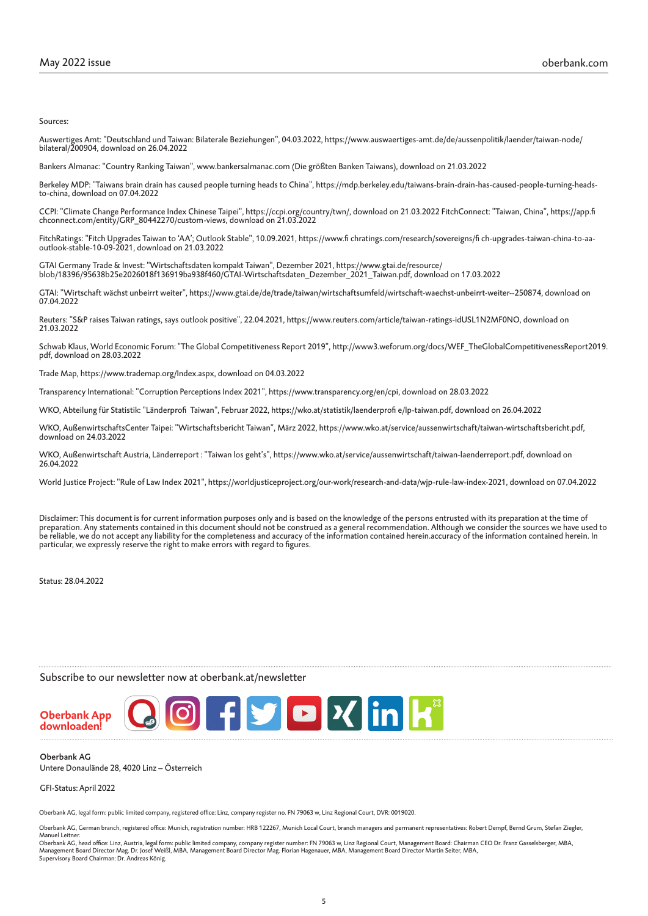Sources:

Auswertiges Amt: "Deutschland und Taiwan: Bilaterale Beziehungen", 04.03.2022, https://www.auswaertiges-amt.de/de/aussenpolitik/laender/taiwan-node/bilateral/200904, download on 26.04.2022

Bankers Almanac: "Country Ranking Taiwan", www.bankersalmanac.com (Die größten Banken Taiwans), download on 21.03.2022

Berkeley MDP: "Taiwans brain drain has caused people turning heads to China", https://mdp.berkeley.edu/taiwans-brain-drain-has-caused-people-turning-heads-to-china, download on 07.04.2022

CCPI: "Climate Change Performance Index Chinese Taipei", https://ccpi.org/country/twn/, download on 21.03.2022 FitchConnect: "Taiwan, China", https://app.fi chconnect.com/entity/GRP_80442270/custom-views, download on 21.03.2022

FitchRatings: "Fitch Upgrades Taiwan to 'AA'; Outlook Stable", 10.09.2021, https://www.fi tchratings.com/research/sovereigns/fi ch-upgrades-taiwan-china-to-aa-outlook-stable-10-09-2021, download on 21.03.2022

GTAI Germany Trade & Invest: "Wirtschaftsdaten kompakt Taiwan", Dezember 2021, https://www.gtai.de/resource/blob/18396/95638b25e2026018f136919ba938f460/GTAI-Wirtschaftsdaten_Dezember_2021_Taiwan.pdf, download on 17.03.2022

GTAI: "Wirtschaft wächst unbeirrt weiter", https://www.gtai.de/de/trade/taiwan/wirtschaftsumfeld/wirtschaft-waechst-unbeirrt-weiter--250874, download on 07.04.2022

Reuters: "S&P raises Taiwan ratings, says outlook positive", 22.04.2021, https://www.reuters.com/article/taiwan-ratings-idUSL1N2MF0NO, download on 21.03.2022

Schwab Klaus, World Economic Forum: "The Global Competitiveness Report 2019", http://www3.weforum.org/docs/WEF_TheGlobalCompetitivenessReport2019.pdf, download on 28.03.2022

Trade Map, https://www.trademap.org/Index.aspx, download on 04.03.2022

Transparency International: "Corruption Perceptions Index 2021", https://www.transparency.org/en/cpi, download on 28.03.2022

WKO, Abteilung für Statistik: "Länderprofi Taiwan", Februar 2022, https://wko.at/statistik/laenderprofi e/lp-taiwan.pdf, download on 26.04.2022

WKO, AußenwirtschaftsCenter Taipei: "Wirtschaftsbericht Taiwan", März 2022, https://www.wko.at/service/aussenwirtschaft/taiwan-wirtschaftsbericht.pdf, download on 24.03.2022

WKO, Außenwirtschaft Austria, Länderreport : "Taiwan los geht's", https://www.wko.at/service/aussenwirtschaft/taiwan-laenderreport.pdf, download on 26.04.2022

World Justice Project: "Rule of Law Index 2021", https://worldjusticeproject.org/our-work/research-and-data/wjp-rule-law-index-2021, download on 07.04.2022

Disclaimer: This document is for current information purposes only and is based on the knowledge of the persons entrusted with its preparation at the time of preparation. Any statements contained in this document should not be construed as a general recommendation. Although we consider the sources we have used to be reliable, we do not accept any liability for the completeness and accuracy of the information contained herein.accuracy of the information contained herein. In particular, we expressly reserve the right to make errors with regard to figures.

Status: 28.04.2022

Subscribe to our newsletter now at oberbank.at/newsletter

**Oberbank App downloaden!**

**Oberbank AG**
Untere Donaulände 28, 4020 Linz – Österreich

GFI-Status: April 2022

Oberbank AG, legal form: public limited company, registered office: Linz, company register no. FN 79063 w, Linz Regional Court, DVR: 0019020.

Oberbank AG, German branch, registered office: Munich, registration number: HRB 122267, Munich Local Court, branch managers and permanent representatives: Robert Dempf, Bernd Grum, Stefan Ziegler, Manuel Leitner.
Oberbank AG, head office: Linz, Austria, legal form: public limited company, company register number: FN 79063 w, Linz Regional Court, Management Board: Chairman CEO Dr. Franz Gasselsberger, MBA, Management Board Director Mag. Dr. Josef Weißl, MBA, Management Board Director Mag. Florian Hagenauer, MBA, Management Board Director Martin Seiter, MBA,
Supervisory Board Chairman: Dr. Andreas König.